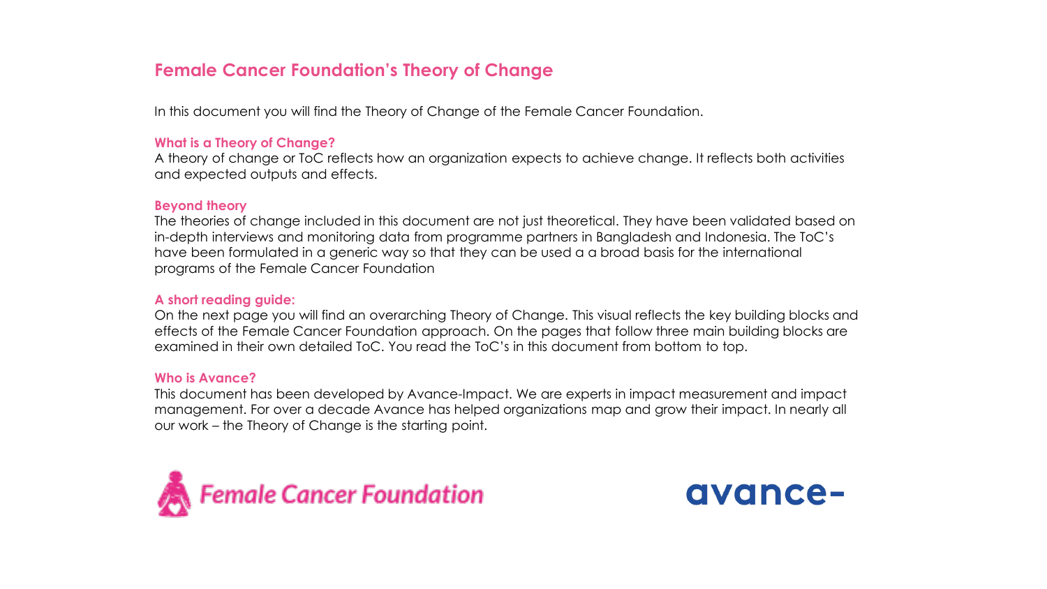# Female Cancer Foundation's Theory of Change

In this document you will find the Theory of Change of the Female Cancer Foundation.

### What is a Theory of Change?

A theory of change or ToC reflects how an organization expects to achieve change. It reflects both activities and expected outputs and effects.

### Beyond theory

The theories of change included in this document are not just theoretical. They have been validated based on in-depth interviews and monitoring data from programme partners in Bangladesh and Indonesia. The ToC's have been formulated in a generic way so that they can be used a a broad basis for the international programs of the Female Cancer Foundation

### A short reading guide:

On the next page you will find an overarching Theory of Change. This visual reflects the key building blocks and effects of the Female Cancer Foundation approach. On the pages that follow three main building blocks are examined in their own detailed ToC. You read the ToC's in this document from bottom to top.

### Who is Avance?

This document has been developed by Avance-Impact. We are experts in impact measurement and impact management. For over a decade Avance has helped organizations map and grow their impact. In nearly all our work – the Theory of Change is the starting point.

Female Cancer Foundation

avance-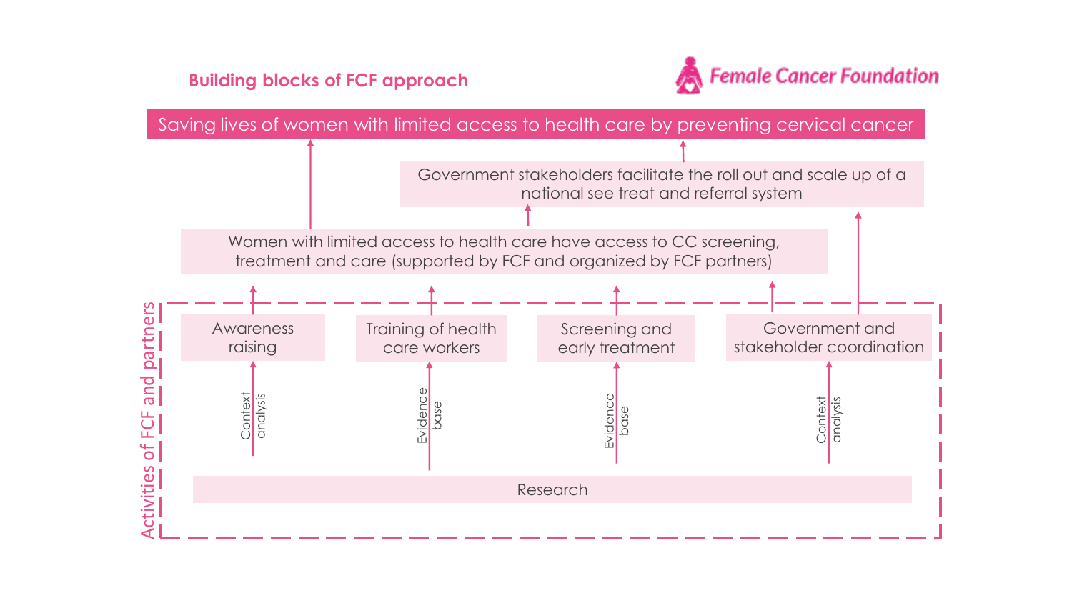## Building blocks of FCF approach

Female Cancer Foundation

**Saving lives of women with limited access to health care by preventing cervical cancer**

Government stakeholders facilitate the roll out and scale up of a national see treat and referral system

Women with limited access to health care have access to CC screening, treatment and care (supported by FCF and organized by FCF partners)

**Activities of FCF and partners**

- Awareness raising ← Context analysis
- Training of health care workers ← Evidence base
- Screening and early treatment ← Evidence base
- Government and stakeholder coordination ← Context analysis

Research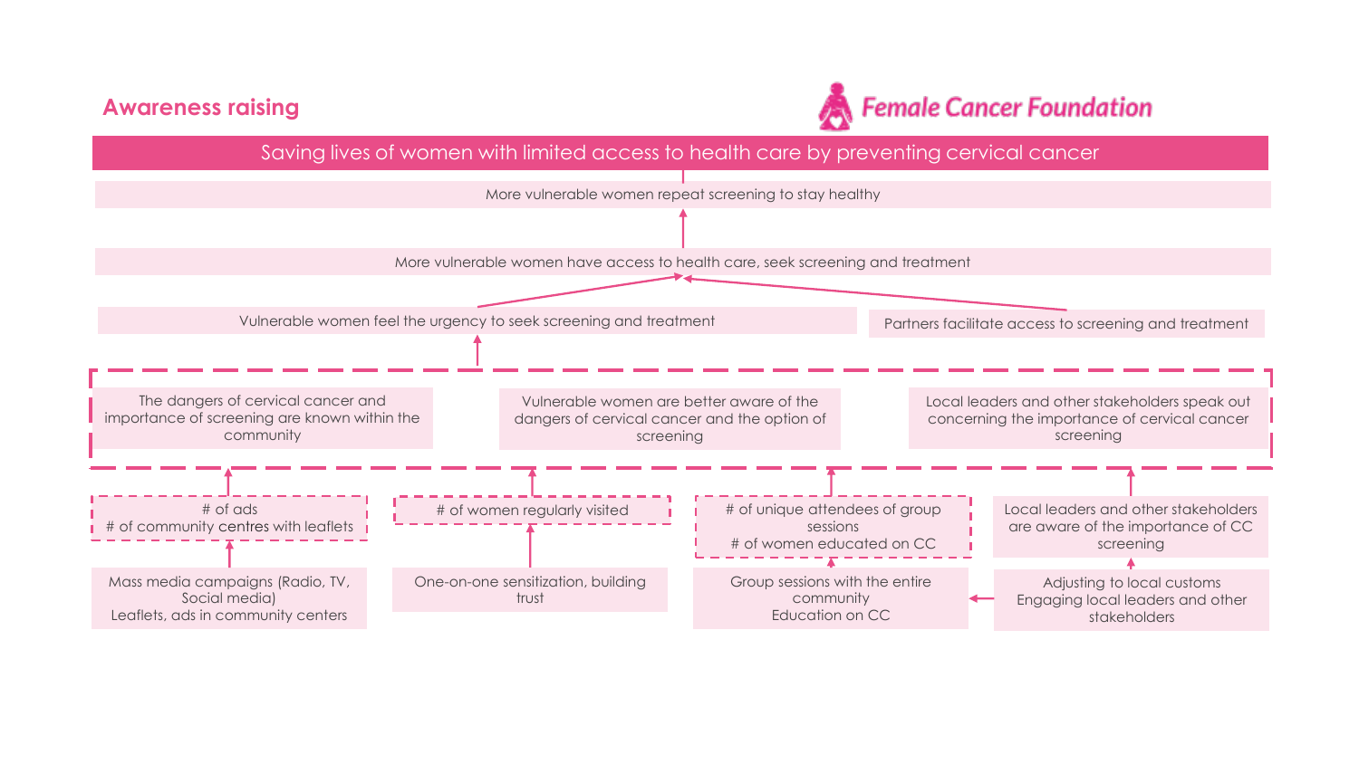## Awareness raising

**Female Cancer Foundation**

**Saving lives of women with limited access to health care by preventing cervical cancer**

More vulnerable women repeat screening to stay healthy

More vulnerable women have access to health care, seek screening and treatment

Vulnerable women feel the urgency to seek screening and treatment

Partners facilitate access to screening and treatment

The dangers of cervical cancer and importance of screening are known within the community

Vulnerable women are better aware of the dangers of cervical cancer and the option of screening

Local leaders and other stakeholders speak out concerning the importance of cervical cancer screening

# of ads
# of community centres with leaflets

# of women regularly visited

# of unique attendees of group sessions
# of women educated on CC

Local leaders and other stakeholders are aware of the importance of CC screening

Mass media campaigns (Radio, TV, Social media)
Leaflets, ads in community centers

One-on-one sensitization, building trust

Group sessions with the entire community
Education on CC

Adjusting to local customs
Engaging local leaders and other stakeholders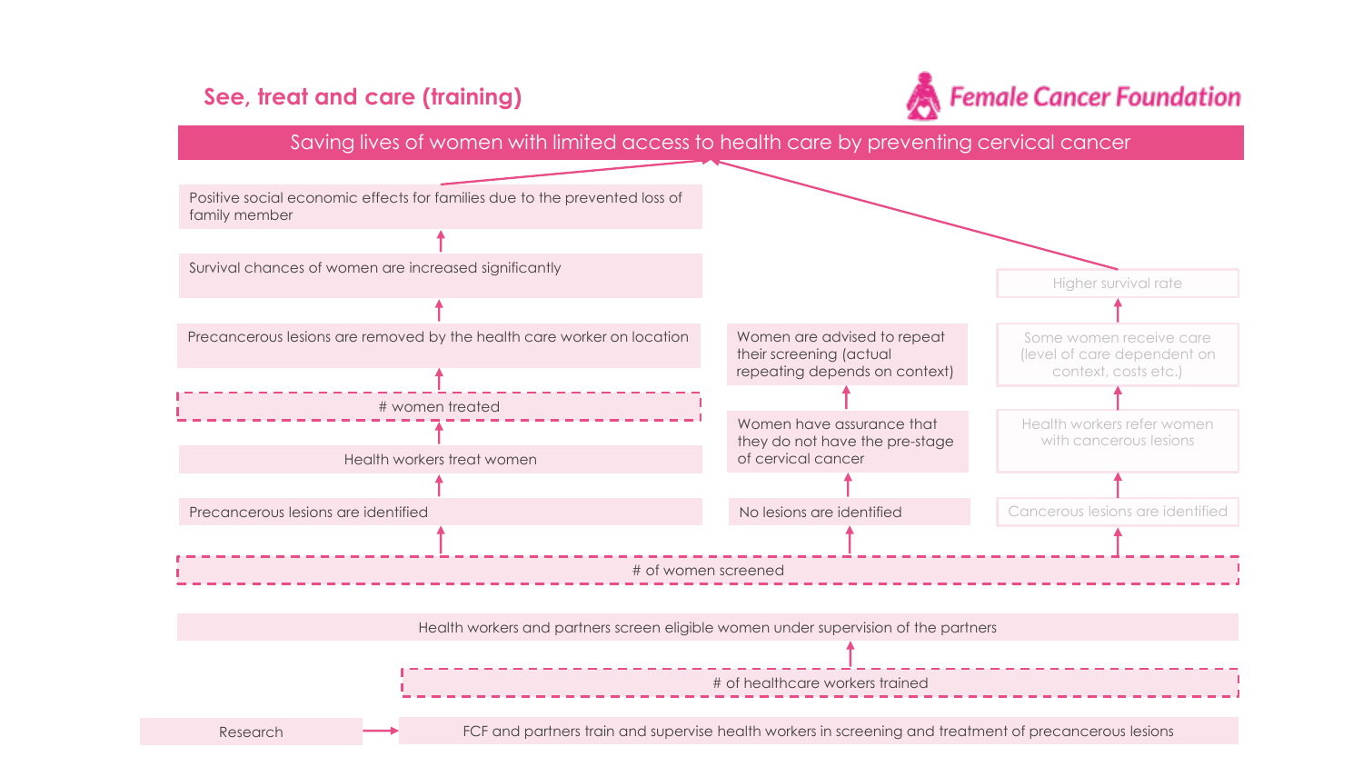## See, treat and care (training)

Female Cancer Foundation

**Saving lives of women with limited access to health care by preventing cervical cancer**

**Pathway 1 (left):**

- Positive social economic effects for families due to the prevented loss of family member
- ↑ Survival chances of women are increased significantly
- ↑ Precancerous lesions are removed by the health care worker on location
- ↑ # women treated
- ↑ Health workers treat women
- ↑ Precancerous lesions are identified

**Pathway 2 (middle):**

- Women are advised to repeat their screening (actual repeating depends on context)
- ↑ Women have assurance that they do not have the pre-stage of cervical cancer
- ↑ No lesions are identified

**Pathway 3 (right):**

- Higher survival rate
- ↑ Some women receive care (level of care dependent on context, costs etc.)
- ↑ Health workers refer women with cancerous lesions
- ↑ Cancerous lesions are identified

**Shared foundation:**

- ↑ # of women screened
- Health workers and partners screen eligible women under supervision of the partners
- ↑ # of healthcare workers trained
- FCF and partners train and supervise health workers in screening and treatment of precancerous lesions

Research → FCF and partners train and supervise health workers in screening and treatment of precancerous lesions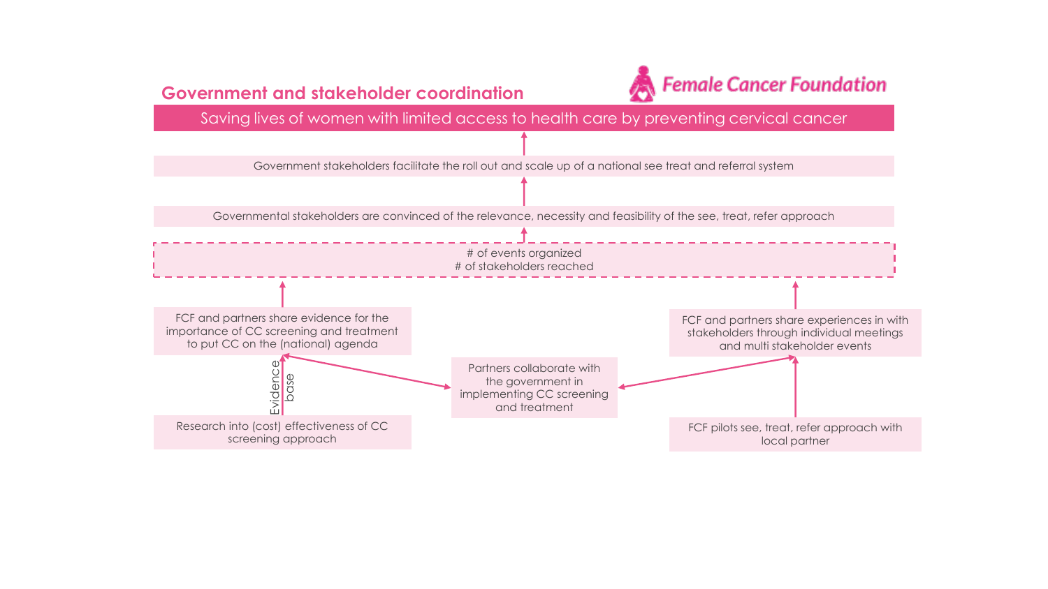## Government and stakeholder coordination

Female Cancer Foundation

Saving lives of women with limited access to health care by preventing cervical cancer

Government stakeholders facilitate the roll out and scale up of a national see treat and referral system

Governmental stakeholders are convinced of the relevance, necessity and feasibility of the see, treat, refer approach

# of events organized
# of stakeholders reached

FCF and partners share evidence for the importance of CC screening and treatment to put CC on the (national) agenda

FCF and partners share experiences in with stakeholders through individual meetings and multi stakeholder events

Evidence base

Partners collaborate with the government in implementing CC screening and treatment

Research into (cost) effectiveness of CC screening approach

FCF pilots see, treat, refer approach with local partner